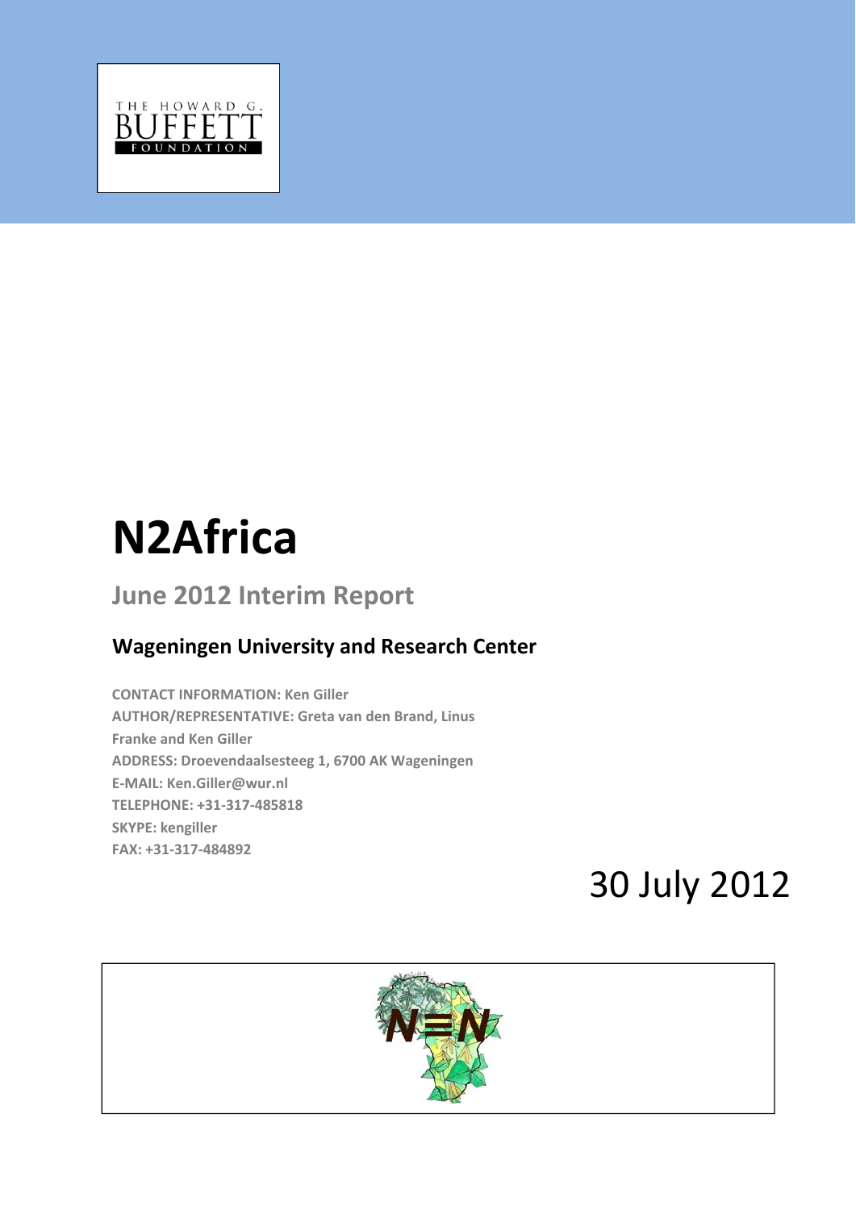THE HOWARD G. BUFFETT FOUNDATION

# N2Africa

## June 2012 Interim Report

### Wageningen University and Research Center

**CONTACT INFORMATION: Ken Giller**
**AUTHOR/REPRESENTATIVE: Greta van den Brand, Linus Franke and Ken Giller**
**ADDRESS: Droevendaalsesteeg 1, 6700 AK Wageningen**
**E-MAIL: Ken.Giller@wur.nl**
**TELEPHONE: +31-317-485818**
**SKYPE: kengiller**
**FAX: +31-317-484892**

30 July 2012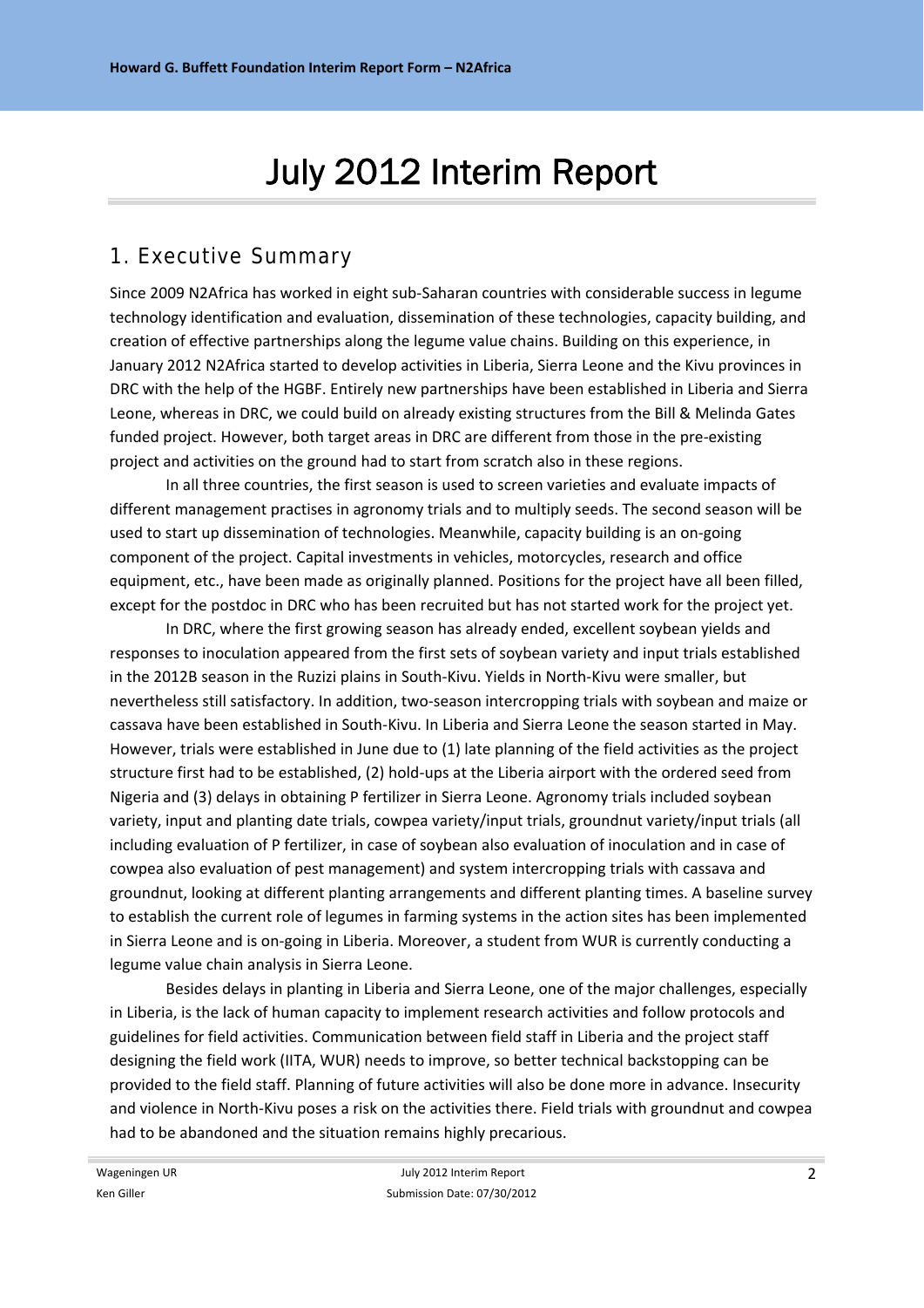# July 2012 Interim Report

## 1. Executive Summary

Since 2009 N2Africa has worked in eight sub-Saharan countries with considerable success in legume technology identification and evaluation, dissemination of these technologies, capacity building, and creation of effective partnerships along the legume value chains. Building on this experience, in January 2012 N2Africa started to develop activities in Liberia, Sierra Leone and the Kivu provinces in DRC with the help of the HGBF. Entirely new partnerships have been established in Liberia and Sierra Leone, whereas in DRC, we could build on already existing structures from the Bill & Melinda Gates funded project. However, both target areas in DRC are different from those in the pre-existing project and activities on the ground had to start from scratch also in these regions.

In all three countries, the first season is used to screen varieties and evaluate impacts of different management practises in agronomy trials and to multiply seeds. The second season will be used to start up dissemination of technologies. Meanwhile, capacity building is an on-going component of the project. Capital investments in vehicles, motorcycles, research and office equipment, etc., have been made as originally planned. Positions for the project have all been filled, except for the postdoc in DRC who has been recruited but has not started work for the project yet.

In DRC, where the first growing season has already ended, excellent soybean yields and responses to inoculation appeared from the first sets of soybean variety and input trials established in the 2012B season in the Ruzizi plains in South-Kivu. Yields in North-Kivu were smaller, but nevertheless still satisfactory. In addition, two-season intercropping trials with soybean and maize or cassava have been established in South-Kivu. In Liberia and Sierra Leone the season started in May. However, trials were established in June due to (1) late planning of the field activities as the project structure first had to be established, (2) hold-ups at the Liberia airport with the ordered seed from Nigeria and (3) delays in obtaining P fertilizer in Sierra Leone. Agronomy trials included soybean variety, input and planting date trials, cowpea variety/input trials, groundnut variety/input trials (all including evaluation of P fertilizer, in case of soybean also evaluation of inoculation and in case of cowpea also evaluation of pest management) and system intercropping trials with cassava and groundnut, looking at different planting arrangements and different planting times. A baseline survey to establish the current role of legumes in farming systems in the action sites has been implemented in Sierra Leone and is on-going in Liberia. Moreover, a student from WUR is currently conducting a legume value chain analysis in Sierra Leone.

Besides delays in planting in Liberia and Sierra Leone, one of the major challenges, especially in Liberia, is the lack of human capacity to implement research activities and follow protocols and guidelines for field activities. Communication between field staff in Liberia and the project staff designing the field work (IITA, WUR) needs to improve, so better technical backstopping can be provided to the field staff. Planning of future activities will also be done more in advance. Insecurity and violence in North-Kivu poses a risk on the activities there. Field trials with groundnut and cowpea had to be abandoned and the situation remains highly precarious.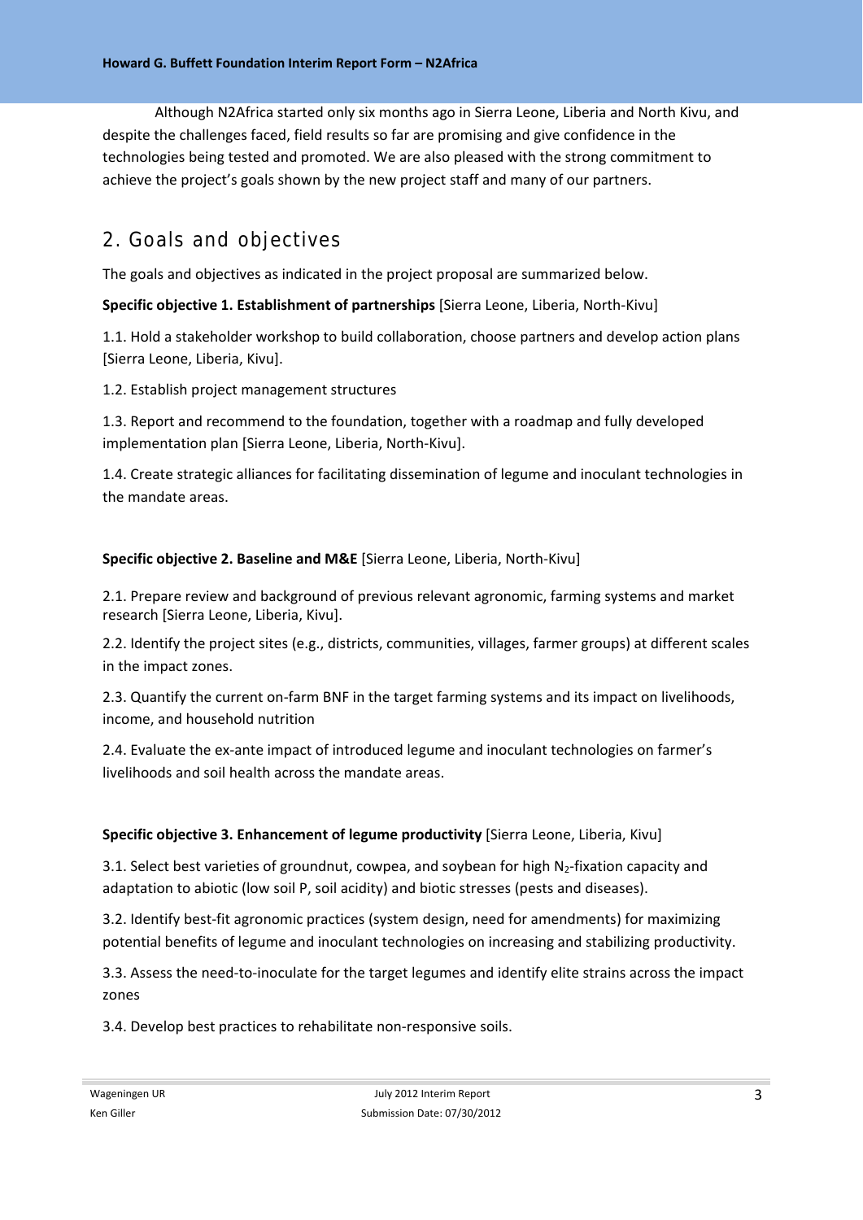Although N2Africa started only six months ago in Sierra Leone, Liberia and North Kivu, and despite the challenges faced, field results so far are promising and give confidence in the technologies being tested and promoted. We are also pleased with the strong commitment to achieve the project's goals shown by the new project staff and many of our partners.

## 2. Goals and objectives

The goals and objectives as indicated in the project proposal are summarized below.

**Specific objective 1. Establishment of partnerships** [Sierra Leone, Liberia, North-Kivu]

1.1. Hold a stakeholder workshop to build collaboration, choose partners and develop action plans [Sierra Leone, Liberia, Kivu].

1.2. Establish project management structures

1.3. Report and recommend to the foundation, together with a roadmap and fully developed implementation plan [Sierra Leone, Liberia, North-Kivu].

1.4. Create strategic alliances for facilitating dissemination of legume and inoculant technologies in the mandate areas.

**Specific objective 2. Baseline and M&E** [Sierra Leone, Liberia, North-Kivu]

2.1. Prepare review and background of previous relevant agronomic, farming systems and market research [Sierra Leone, Liberia, Kivu].

2.2. Identify the project sites (e.g., districts, communities, villages, farmer groups) at different scales in the impact zones.

2.3. Quantify the current on-farm BNF in the target farming systems and its impact on livelihoods, income, and household nutrition

2.4. Evaluate the ex-ante impact of introduced legume and inoculant technologies on farmer's livelihoods and soil health across the mandate areas.

**Specific objective 3. Enhancement of legume productivity** [Sierra Leone, Liberia, Kivu]

3.1. Select best varieties of groundnut, cowpea, and soybean for high $N_2$-fixation capacity and adaptation to abiotic (low soil P, soil acidity) and biotic stresses (pests and diseases).

3.2. Identify best-fit agronomic practices (system design, need for amendments) for maximizing potential benefits of legume and inoculant technologies on increasing and stabilizing productivity.

3.3. Assess the need-to-inoculate for the target legumes and identify elite strains across the impact zones

3.4. Develop best practices to rehabilitate non-responsive soils.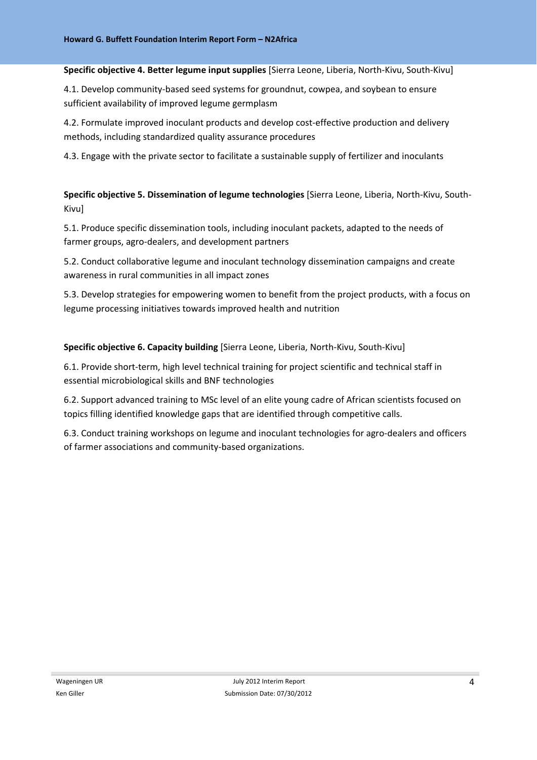**Specific objective 4. Better legume input supplies** [Sierra Leone, Liberia, North-Kivu, South-Kivu]

4.1. Develop community-based seed systems for groundnut, cowpea, and soybean to ensure sufficient availability of improved legume germplasm

4.2. Formulate improved inoculant products and develop cost-effective production and delivery methods, including standardized quality assurance procedures

4.3. Engage with the private sector to facilitate a sustainable supply of fertilizer and inoculants

**Specific objective 5. Dissemination of legume technologies** [Sierra Leone, Liberia, North-Kivu, South-Kivu]

5.1. Produce specific dissemination tools, including inoculant packets, adapted to the needs of farmer groups, agro-dealers, and development partners

5.2. Conduct collaborative legume and inoculant technology dissemination campaigns and create awareness in rural communities in all impact zones

5.3. Develop strategies for empowering women to benefit from the project products, with a focus on legume processing initiatives towards improved health and nutrition

**Specific objective 6. Capacity building** [Sierra Leone, Liberia, North-Kivu, South-Kivu]

6.1. Provide short-term, high level technical training for project scientific and technical staff in essential microbiological skills and BNF technologies

6.2. Support advanced training to MSc level of an elite young cadre of African scientists focused on topics filling identified knowledge gaps that are identified through competitive calls.

6.3. Conduct training workshops on legume and inoculant technologies for agro-dealers and officers of farmer associations and community-based organizations.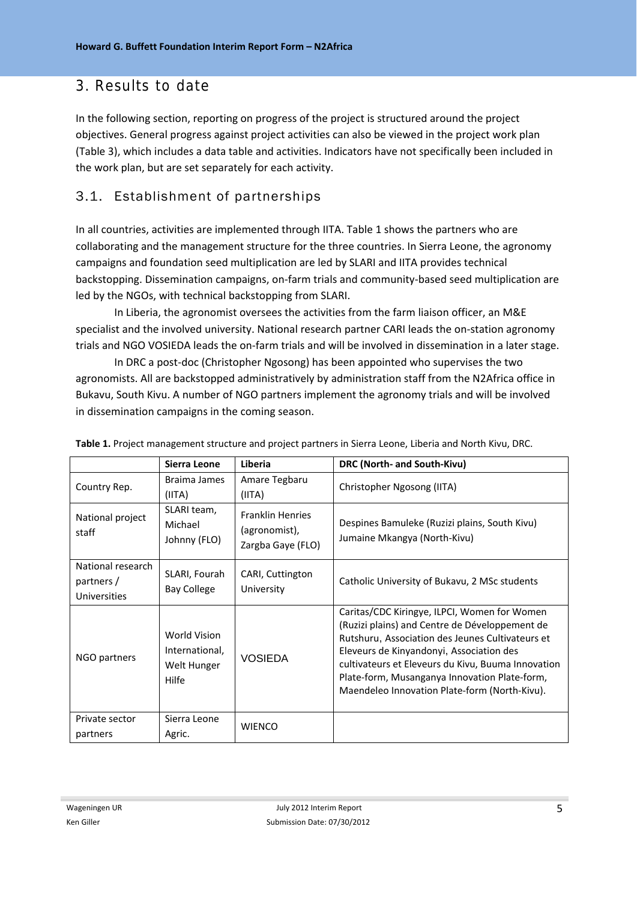# 3. Results to date

In the following section, reporting on progress of the project is structured around the project objectives. General progress against project activities can also be viewed in the project work plan (Table 3), which includes a data table and activities. Indicators have not specifically been included in the work plan, but are set separately for each activity.

## 3.1. Establishment of partnerships

In all countries, activities are implemented through IITA. Table 1 shows the partners who are collaborating and the management structure for the three countries. In Sierra Leone, the agronomy campaigns and foundation seed multiplication are led by SLARI and IITA provides technical backstopping. Dissemination campaigns, on-farm trials and community-based seed multiplication are led by the NGOs, with technical backstopping from SLARI.

In Liberia, the agronomist oversees the activities from the farm liaison officer, an M&E specialist and the involved university. National research partner CARI leads the on-station agronomy trials and NGO VOSIEDA leads the on-farm trials and will be involved in dissemination in a later stage.

In DRC a post-doc (Christopher Ngosong) has been appointed who supervises the two agronomists. All are backstopped administratively by administration staff from the N2Africa office in Bukavu, South Kivu. A number of NGO partners implement the agronomy trials and will be involved in dissemination campaigns in the coming season.

**Table 1.** Project management structure and project partners in Sierra Leone, Liberia and North Kivu, DRC.

| | **Sierra Leone** | **Liberia** | **DRC (North- and South-Kivu)** |
|---|---|---|---|
| Country Rep. | Braima James (IITA) | Amare Tegbaru (IITA) | Christopher Ngosong (IITA) |
| National project staff | SLARI team, Michael Johnny (FLO) | Franklin Henries (agronomist), Zargba Gaye (FLO) | Despines Bamuleke (Ruzizi plains, South Kivu) Jumaine Mkangya (North-Kivu) |
| National research partners / Universities | SLARI, Fourah Bay College | CARI, Cuttington University | Catholic University of Bukavu, 2 MSc students |
| NGO partners | World Vision International, Welt Hunger Hilfe | VOSIEDA | Caritas/CDC Kiringye, ILPCI, Women for Women (Ruzizi plains) and Centre de Développement de Rutshuru, Association des Jeunes Cultivateurs et Eleveurs de Kinyandonyi, Association des cultivateurs et Eleveurs du Kivu, Buuma Innovation Plate-form, Musanganya Innovation Plate-form, Maendeleo Innovation Plate-form (North-Kivu). |
| Private sector partners | Sierra Leone Agric. | WIENCO | |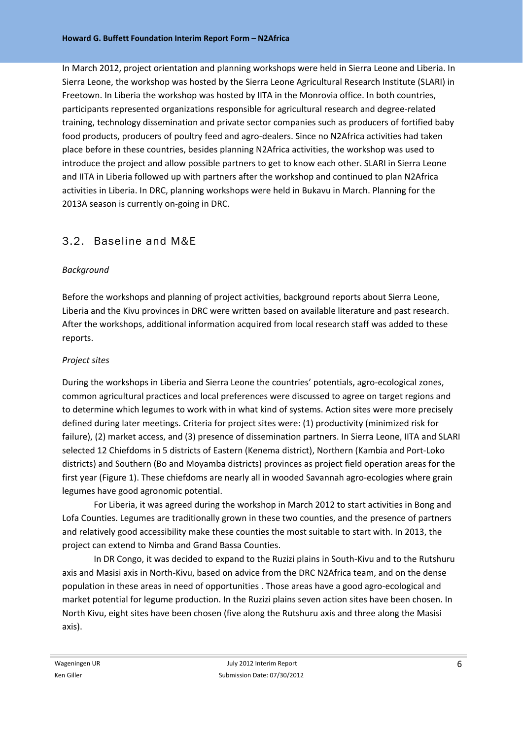In March 2012, project orientation and planning workshops were held in Sierra Leone and Liberia. In Sierra Leone, the workshop was hosted by the Sierra Leone Agricultural Research Institute (SLARI) in Freetown. In Liberia the workshop was hosted by IITA in the Monrovia office. In both countries, participants represented organizations responsible for agricultural research and degree-related training, technology dissemination and private sector companies such as producers of fortified baby food products, producers of poultry feed and agro-dealers. Since no N2Africa activities had taken place before in these countries, besides planning N2Africa activities, the workshop was used to introduce the project and allow possible partners to get to know each other. SLARI in Sierra Leone and IITA in Liberia followed up with partners after the workshop and continued to plan N2Africa activities in Liberia. In DRC, planning workshops were held in Bukavu in March. Planning for the 2013A season is currently on-going in DRC.

## 3.2. Baseline and M&E

*Background*

Before the workshops and planning of project activities, background reports about Sierra Leone, Liberia and the Kivu provinces in DRC were written based on available literature and past research. After the workshops, additional information acquired from local research staff was added to these reports.

*Project sites*

During the workshops in Liberia and Sierra Leone the countries' potentials, agro-ecological zones, common agricultural practices and local preferences were discussed to agree on target regions and to determine which legumes to work with in what kind of systems. Action sites were more precisely defined during later meetings. Criteria for project sites were: (1) productivity (minimized risk for failure), (2) market access, and (3) presence of dissemination partners. In Sierra Leone, IITA and SLARI selected 12 Chiefdoms in 5 districts of Eastern (Kenema district), Northern (Kambia and Port-Loko districts) and Southern (Bo and Moyamba districts) provinces as project field operation areas for the first year (Figure 1). These chiefdoms are nearly all in wooded Savannah agro-ecologies where grain legumes have good agronomic potential.

For Liberia, it was agreed during the workshop in March 2012 to start activities in Bong and Lofa Counties. Legumes are traditionally grown in these two counties, and the presence of partners and relatively good accessibility make these counties the most suitable to start with. In 2013, the project can extend to Nimba and Grand Bassa Counties.

In DR Congo, it was decided to expand to the Ruzizi plains in South-Kivu and to the Rutshuru axis and Masisi axis in North-Kivu, based on advice from the DRC N2Africa team, and on the dense population in these areas in need of opportunities . Those areas have a good agro-ecological and market potential for legume production. In the Ruzizi plains seven action sites have been chosen. In North Kivu, eight sites have been chosen (five along the Rutshuru axis and three along the Masisi axis).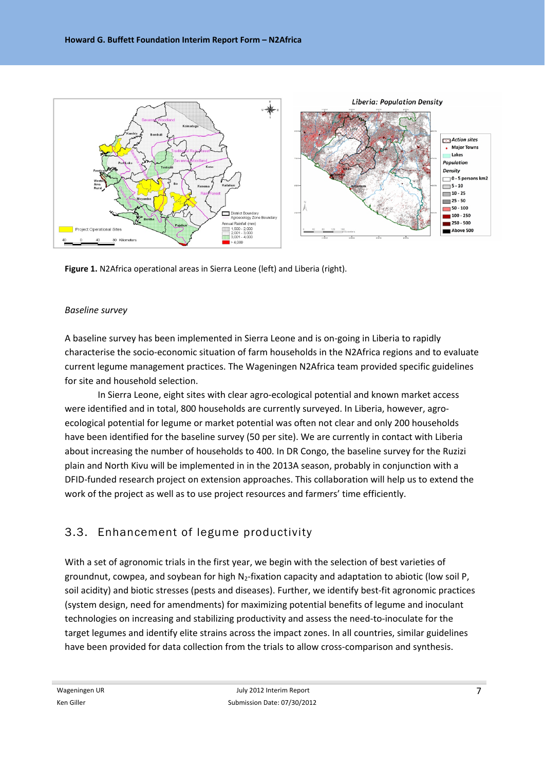**Figure 1.** N2Africa operational areas in Sierra Leone (left) and Liberia (right).

*Baseline survey*

A baseline survey has been implemented in Sierra Leone and is on-going in Liberia to rapidly characterise the socio-economic situation of farm households in the N2Africa regions and to evaluate current legume management practices. The Wageningen N2Africa team provided specific guidelines for site and household selection.

In Sierra Leone, eight sites with clear agro-ecological potential and known market access were identified and in total, 800 households are currently surveyed. In Liberia, however, agro-ecological potential for legume or market potential was often not clear and only 200 households have been identified for the baseline survey (50 per site). We are currently in contact with Liberia about increasing the number of households to 400. In DR Congo, the baseline survey for the Ruzizi plain and North Kivu will be implemented in in the 2013A season, probably in conjunction with a DFID-funded research project on extension approaches. This collaboration will help us to extend the work of the project as well as to use project resources and farmers' time efficiently.

## 3.3. Enhancement of legume productivity

With a set of agronomic trials in the first year, we begin with the selection of best varieties of groundnut, cowpea, and soybean for high $N_2$-fixation capacity and adaptation to abiotic (low soil P, soil acidity) and biotic stresses (pests and diseases). Further, we identify best-fit agronomic practices (system design, need for amendments) for maximizing potential benefits of legume and inoculant technologies on increasing and stabilizing productivity and assess the need-to-inoculate for the target legumes and identify elite strains across the impact zones. In all countries, similar guidelines have been provided for data collection from the trials to allow cross-comparison and synthesis.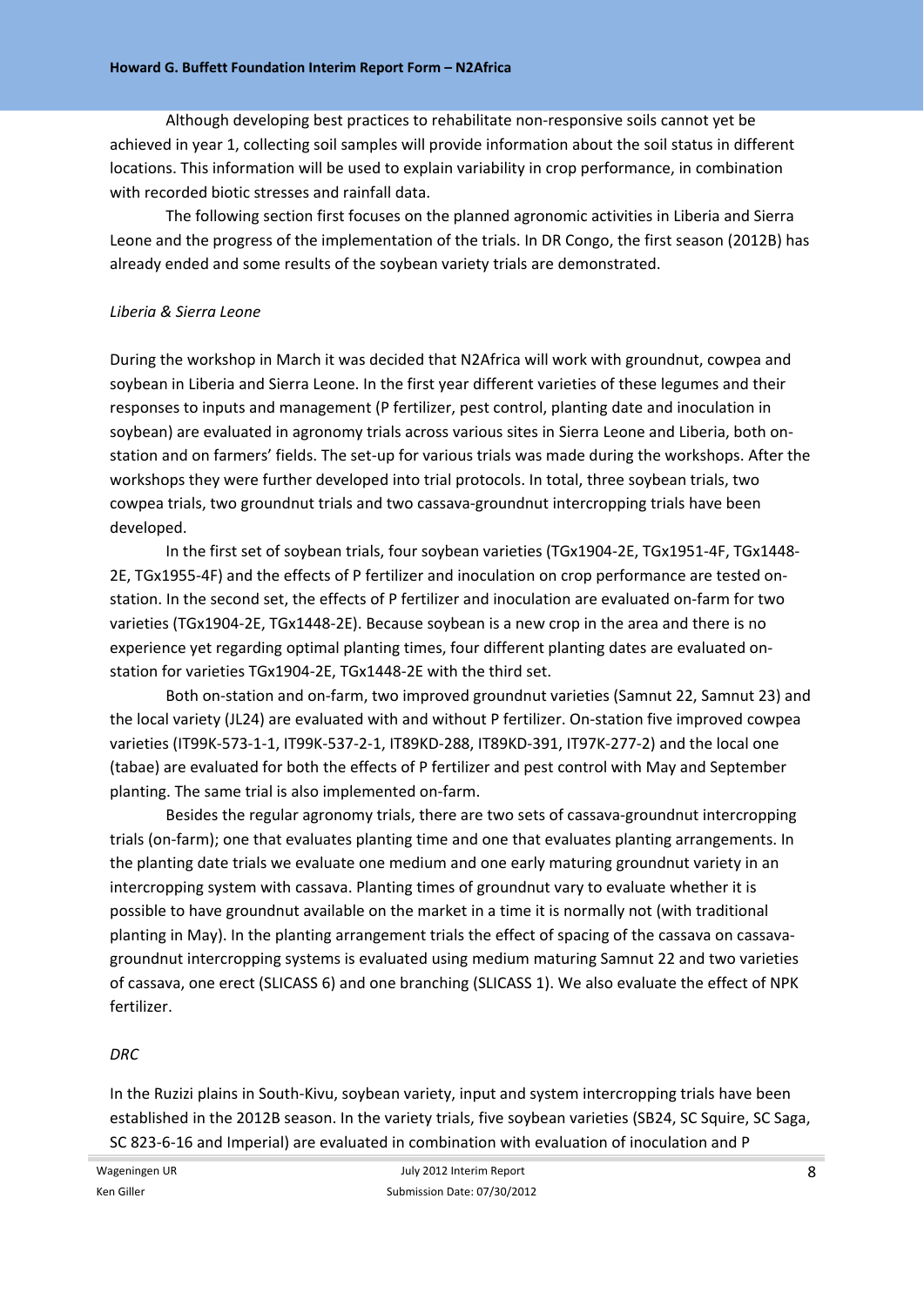Although developing best practices to rehabilitate non-responsive soils cannot yet be achieved in year 1, collecting soil samples will provide information about the soil status in different locations. This information will be used to explain variability in crop performance, in combination with recorded biotic stresses and rainfall data.

The following section first focuses on the planned agronomic activities in Liberia and Sierra Leone and the progress of the implementation of the trials. In DR Congo, the first season (2012B) has already ended and some results of the soybean variety trials are demonstrated.

*Liberia & Sierra Leone*

During the workshop in March it was decided that N2Africa will work with groundnut, cowpea and soybean in Liberia and Sierra Leone. In the first year different varieties of these legumes and their responses to inputs and management (P fertilizer, pest control, planting date and inoculation in soybean) are evaluated in agronomy trials across various sites in Sierra Leone and Liberia, both on-station and on farmers' fields. The set-up for various trials was made during the workshops. After the workshops they were further developed into trial protocols. In total, three soybean trials, two cowpea trials, two groundnut trials and two cassava-groundnut intercropping trials have been developed.

In the first set of soybean trials, four soybean varieties (TGx1904-2E, TGx1951-4F, TGx1448-2E, TGx1955-4F) and the effects of P fertilizer and inoculation on crop performance are tested on-station. In the second set, the effects of P fertilizer and inoculation are evaluated on-farm for two varieties (TGx1904-2E, TGx1448-2E). Because soybean is a new crop in the area and there is no experience yet regarding optimal planting times, four different planting dates are evaluated on-station for varieties TGx1904-2E, TGx1448-2E with the third set.

Both on-station and on-farm, two improved groundnut varieties (Samnut 22, Samnut 23) and the local variety (JL24) are evaluated with and without P fertilizer. On-station five improved cowpea varieties (IT99K-573-1-1, IT99K-537-2-1, IT89KD-288, IT89KD-391, IT97K-277-2) and the local one (tabae) are evaluated for both the effects of P fertilizer and pest control with May and September planting. The same trial is also implemented on-farm.

Besides the regular agronomy trials, there are two sets of cassava-groundnut intercropping trials (on-farm); one that evaluates planting time and one that evaluates planting arrangements. In the planting date trials we evaluate one medium and one early maturing groundnut variety in an intercropping system with cassava. Planting times of groundnut vary to evaluate whether it is possible to have groundnut available on the market in a time it is normally not (with traditional planting in May). In the planting arrangement trials the effect of spacing of the cassava on cassava-groundnut intercropping systems is evaluated using medium maturing Samnut 22 and two varieties of cassava, one erect (SLICASS 6) and one branching (SLICASS 1). We also evaluate the effect of NPK fertilizer.

*DRC*

In the Ruzizi plains in South-Kivu, soybean variety, input and system intercropping trials have been established in the 2012B season. In the variety trials, five soybean varieties (SB24, SC Squire, SC Saga, SC 823-6-16 and Imperial) are evaluated in combination with evaluation of inoculation and P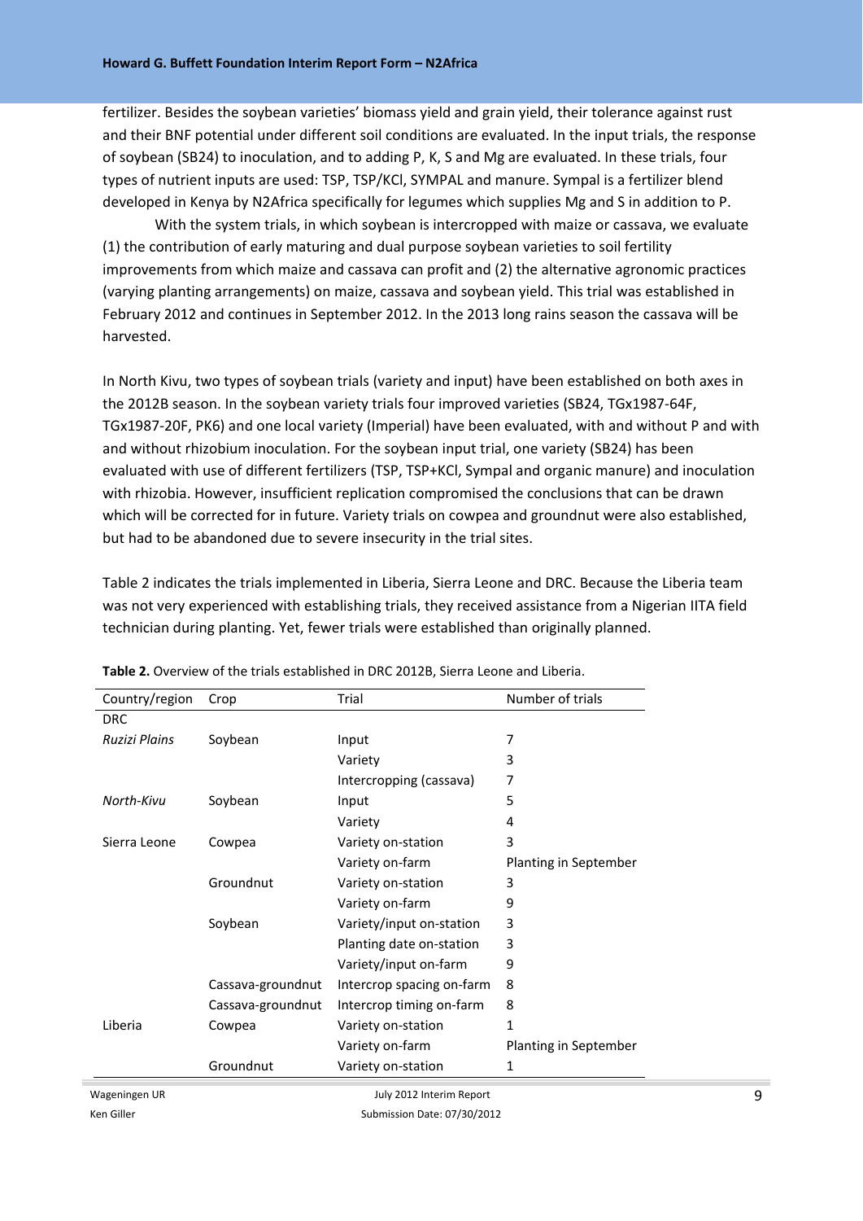fertilizer. Besides the soybean varieties' biomass yield and grain yield, their tolerance against rust and their BNF potential under different soil conditions are evaluated. In the input trials, the response of soybean (SB24) to inoculation, and to adding P, K, S and Mg are evaluated. In these trials, four types of nutrient inputs are used: TSP, TSP/KCl, SYMPAL and manure. Sympal is a fertilizer blend developed in Kenya by N2Africa specifically for legumes which supplies Mg and S in addition to P.

With the system trials, in which soybean is intercropped with maize or cassava, we evaluate (1) the contribution of early maturing and dual purpose soybean varieties to soil fertility improvements from which maize and cassava can profit and (2) the alternative agronomic practices (varying planting arrangements) on maize, cassava and soybean yield. This trial was established in February 2012 and continues in September 2012. In the 2013 long rains season the cassava will be harvested.

In North Kivu, two types of soybean trials (variety and input) have been established on both axes in the 2012B season. In the soybean variety trials four improved varieties (SB24, TGx1987-64F, TGx1987-20F, PK6) and one local variety (Imperial) have been evaluated, with and without P and with and without rhizobium inoculation. For the soybean input trial, one variety (SB24) has been evaluated with use of different fertilizers (TSP, TSP+KCl, Sympal and organic manure) and inoculation with rhizobia. However, insufficient replication compromised the conclusions that can be drawn which will be corrected for in future. Variety trials on cowpea and groundnut were also established, but had to be abandoned due to severe insecurity in the trial sites.

Table 2 indicates the trials implemented in Liberia, Sierra Leone and DRC. Because the Liberia team was not very experienced with establishing trials, they received assistance from a Nigerian IITA field technician during planting. Yet, fewer trials were established than originally planned.

**Table 2.** Overview of the trials established in DRC 2012B, Sierra Leone and Liberia.

| Country/region | Crop | Trial | Number of trials |
|---|---|---|---|
| DRC | | | |
| *Ruzizi Plains* | Soybean | Input | 7 |
| | | Variety | 3 |
| | | Intercropping (cassava) | 7 |
| *North-Kivu* | Soybean | Input | 5 |
| | | Variety | 4 |
| Sierra Leone | Cowpea | Variety on-station | 3 |
| | | Variety on-farm | Planting in September |
| | Groundnut | Variety on-station | 3 |
| | | Variety on-farm | 9 |
| | Soybean | Variety/input on-station | 3 |
| | | Planting date on-station | 3 |
| | | Variety/input on-farm | 9 |
| | Cassava-groundnut | Intercrop spacing on-farm | 8 |
| | Cassava-groundnut | Intercrop timing on-farm | 8 |
| Liberia | Cowpea | Variety on-station | 1 |
| | | Variety on-farm | Planting in September |
| | Groundnut | Variety on-station | 1 |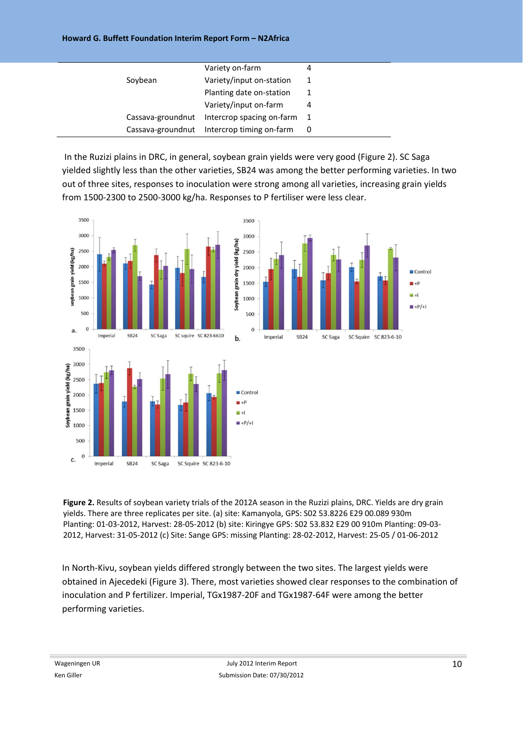|  |  |  |
|---|---|---|
| Soybean | Variety on-farm | 4 |
|  | Variety/input on-station | 1 |
|  | Planting date on-station | 1 |
|  | Variety/input on-farm | 4 |
| Cassava-groundnut | Intercrop spacing on-farm | 1 |
| Cassava-groundnut | Intercrop timing on-farm | 0 |

In the Ruzizi plains in DRC, in general, soybean grain yields were very good (Figure 2). SC Saga yielded slightly less than the other varieties, SB24 was among the better performing varieties. In two out of three sites, responses to inoculation were strong among all varieties, increasing grain yields from 1500-2300 to 2500-3000 kg/ha. Responses to P fertiliser were less clear.

**Figure 2.** Results of soybean variety trials of the 2012A season in the Ruzizi plains, DRC. Yields are dry grain yields. There are three replicates per site. (a) site: Kamanyola, GPS: S02 53.8226 E29 00.089 930m Planting: 01-03-2012, Harvest: 28-05-2012 (b) site: Kiringye GPS: S02 53.832 E29 00 910m Planting: 09-03-2012, Harvest: 31-05-2012 (c) Site: Sange GPS: missing Planting: 28-02-2012, Harvest: 25-05 / 01-06-2012

In North-Kivu, soybean yields differed strongly between the two sites. The largest yields were obtained in Ajecedeki (Figure 3). There, most varieties showed clear responses to the combination of inoculation and P fertilizer. Imperial, TGx1987-20F and TGx1987-64F were among the better performing varieties.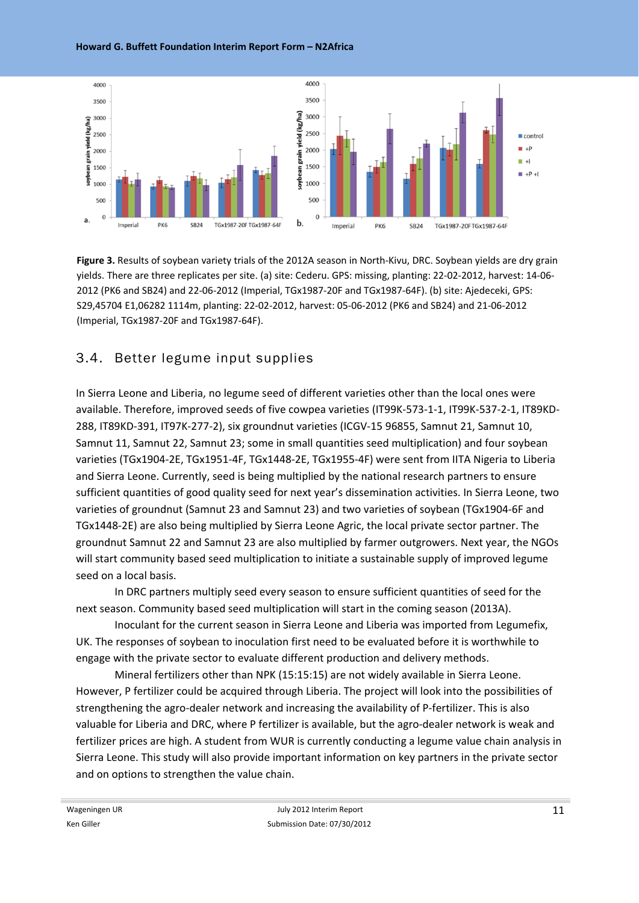**Figure 3.** Results of soybean variety trials of the 2012A season in North-Kivu, DRC. Soybean yields are dry grain yields. There are three replicates per site. (a) site: Cederu. GPS: missing, planting: 22-02-2012, harvest: 14-06-2012 (PK6 and SB24) and 22-06-2012 (Imperial, TGx1987-20F and TGx1987-64F). (b) site: Ajedeceki, GPS: S29,45704 E1,06282 1114m, planting: 22-02-2012, harvest: 05-06-2012 (PK6 and SB24) and 21-06-2012 (Imperial, TGx1987-20F and TGx1987-64F).

## 3.4. Better legume input supplies

In Sierra Leone and Liberia, no legume seed of different varieties other than the local ones were available. Therefore, improved seeds of five cowpea varieties (IT99K-573-1-1, IT99K-537-2-1, IT89KD-288, IT89KD-391, IT97K-277-2), six groundnut varieties (ICGV-15 96855, Samnut 21, Samnut 10, Samnut 11, Samnut 22, Samnut 23; some in small quantities seed multiplication) and four soybean varieties (TGx1904-2E, TGx1951-4F, TGx1448-2E, TGx1955-4F) were sent from IITA Nigeria to Liberia and Sierra Leone. Currently, seed is being multiplied by the national research partners to ensure sufficient quantities of good quality seed for next year's dissemination activities. In Sierra Leone, two varieties of groundnut (Samnut 23 and Samnut 23) and two varieties of soybean (TGx1904-6F and TGx1448-2E) are also being multiplied by Sierra Leone Agric, the local private sector partner. The groundnut Samnut 22 and Samnut 23 are also multiplied by farmer outgrowers. Next year, the NGOs will start community based seed multiplication to initiate a sustainable supply of improved legume seed on a local basis.

In DRC partners multiply seed every season to ensure sufficient quantities of seed for the next season. Community based seed multiplication will start in the coming season (2013A).

Inoculant for the current season in Sierra Leone and Liberia was imported from Legumefix, UK. The responses of soybean to inoculation first need to be evaluated before it is worthwhile to engage with the private sector to evaluate different production and delivery methods.

Mineral fertilizers other than NPK (15:15:15) are not widely available in Sierra Leone. However, P fertilizer could be acquired through Liberia. The project will look into the possibilities of strengthening the agro-dealer network and increasing the availability of P-fertilizer. This is also valuable for Liberia and DRC, where P fertilizer is available, but the agro-dealer network is weak and fertilizer prices are high. A student from WUR is currently conducting a legume value chain analysis in Sierra Leone. This study will also provide important information on key partners in the private sector and on options to strengthen the value chain.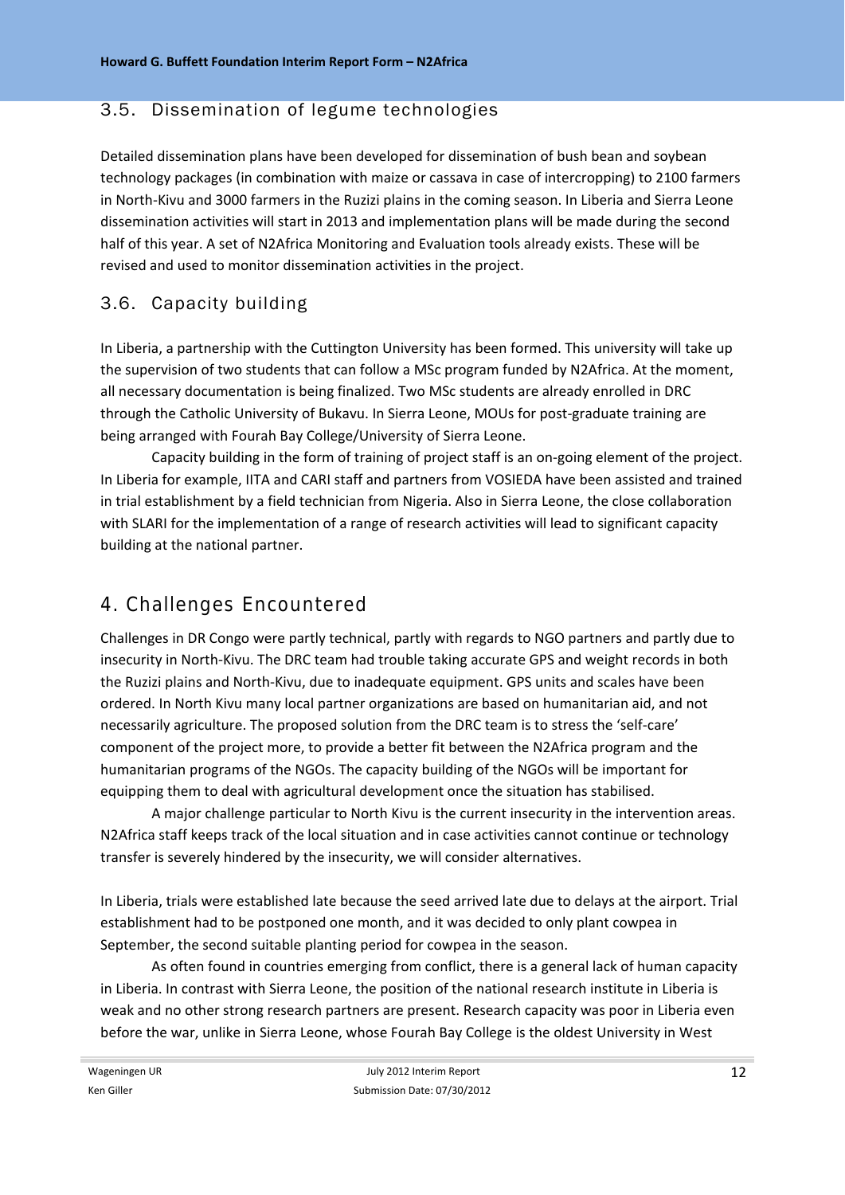## 3.5. Dissemination of legume technologies

Detailed dissemination plans have been developed for dissemination of bush bean and soybean technology packages (in combination with maize or cassava in case of intercropping) to 2100 farmers in North-Kivu and 3000 farmers in the Ruzizi plains in the coming season. In Liberia and Sierra Leone dissemination activities will start in 2013 and implementation plans will be made during the second half of this year. A set of N2Africa Monitoring and Evaluation tools already exists. These will be revised and used to monitor dissemination activities in the project.

## 3.6. Capacity building

In Liberia, a partnership with the Cuttington University has been formed. This university will take up the supervision of two students that can follow a MSc program funded by N2Africa. At the moment, all necessary documentation is being finalized. Two MSc students are already enrolled in DRC through the Catholic University of Bukavu. In Sierra Leone, MOUs for post-graduate training are being arranged with Fourah Bay College/University of Sierra Leone.

Capacity building in the form of training of project staff is an on-going element of the project. In Liberia for example, IITA and CARI staff and partners from VOSIEDA have been assisted and trained in trial establishment by a field technician from Nigeria. Also in Sierra Leone, the close collaboration with SLARI for the implementation of a range of research activities will lead to significant capacity building at the national partner.

# 4. Challenges Encountered

Challenges in DR Congo were partly technical, partly with regards to NGO partners and partly due to insecurity in North-Kivu. The DRC team had trouble taking accurate GPS and weight records in both the Ruzizi plains and North-Kivu, due to inadequate equipment. GPS units and scales have been ordered. In North Kivu many local partner organizations are based on humanitarian aid, and not necessarily agriculture. The proposed solution from the DRC team is to stress the 'self-care' component of the project more, to provide a better fit between the N2Africa program and the humanitarian programs of the NGOs. The capacity building of the NGOs will be important for equipping them to deal with agricultural development once the situation has stabilised.

A major challenge particular to North Kivu is the current insecurity in the intervention areas. N2Africa staff keeps track of the local situation and in case activities cannot continue or technology transfer is severely hindered by the insecurity, we will consider alternatives.

In Liberia, trials were established late because the seed arrived late due to delays at the airport. Trial establishment had to be postponed one month, and it was decided to only plant cowpea in September, the second suitable planting period for cowpea in the season.

As often found in countries emerging from conflict, there is a general lack of human capacity in Liberia. In contrast with Sierra Leone, the position of the national research institute in Liberia is weak and no other strong research partners are present. Research capacity was poor in Liberia even before the war, unlike in Sierra Leone, whose Fourah Bay College is the oldest University in West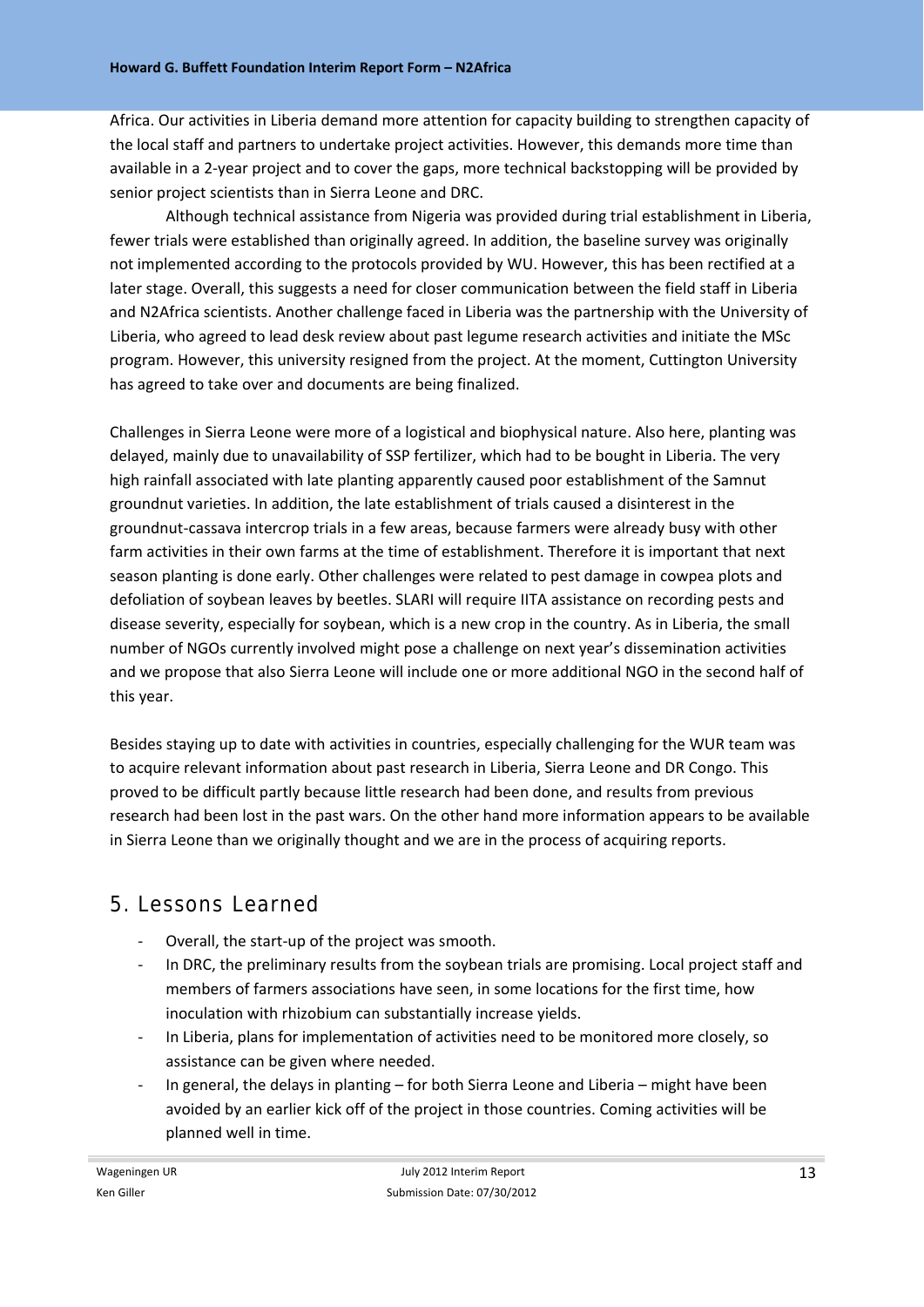Africa. Our activities in Liberia demand more attention for capacity building to strengthen capacity of the local staff and partners to undertake project activities. However, this demands more time than available in a 2-year project and to cover the gaps, more technical backstopping will be provided by senior project scientists than in Sierra Leone and DRC.

Although technical assistance from Nigeria was provided during trial establishment in Liberia, fewer trials were established than originally agreed. In addition, the baseline survey was originally not implemented according to the protocols provided by WU. However, this has been rectified at a later stage. Overall, this suggests a need for closer communication between the field staff in Liberia and N2Africa scientists. Another challenge faced in Liberia was the partnership with the University of Liberia, who agreed to lead desk review about past legume research activities and initiate the MSc program. However, this university resigned from the project. At the moment, Cuttington University has agreed to take over and documents are being finalized.

Challenges in Sierra Leone were more of a logistical and biophysical nature. Also here, planting was delayed, mainly due to unavailability of SSP fertilizer, which had to be bought in Liberia. The very high rainfall associated with late planting apparently caused poor establishment of the Samnut groundnut varieties. In addition, the late establishment of trials caused a disinterest in the groundnut-cassava intercrop trials in a few areas, because farmers were already busy with other farm activities in their own farms at the time of establishment. Therefore it is important that next season planting is done early. Other challenges were related to pest damage in cowpea plots and defoliation of soybean leaves by beetles. SLARI will require IITA assistance on recording pests and disease severity, especially for soybean, which is a new crop in the country. As in Liberia, the small number of NGOs currently involved might pose a challenge on next year's dissemination activities and we propose that also Sierra Leone will include one or more additional NGO in the second half of this year.

Besides staying up to date with activities in countries, especially challenging for the WUR team was to acquire relevant information about past research in Liberia, Sierra Leone and DR Congo. This proved to be difficult partly because little research had been done, and results from previous research had been lost in the past wars. On the other hand more information appears to be available in Sierra Leone than we originally thought and we are in the process of acquiring reports.

## 5. Lessons Learned

- Overall, the start-up of the project was smooth.
- In DRC, the preliminary results from the soybean trials are promising. Local project staff and members of farmers associations have seen, in some locations for the first time, how inoculation with rhizobium can substantially increase yields.
- In Liberia, plans for implementation of activities need to be monitored more closely, so assistance can be given where needed.
- In general, the delays in planting – for both Sierra Leone and Liberia – might have been avoided by an earlier kick off of the project in those countries. Coming activities will be planned well in time.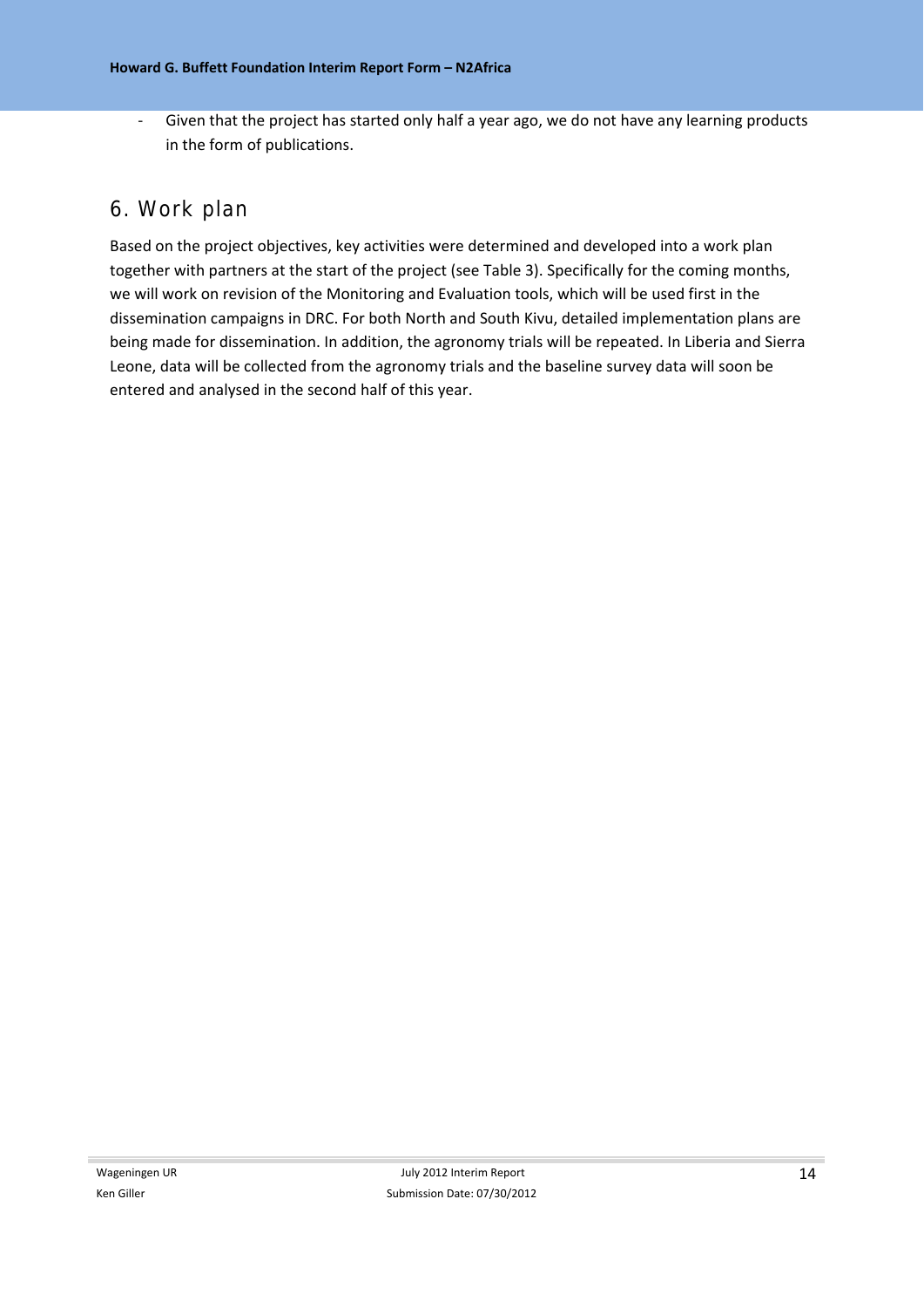- Given that the project has started only half a year ago, we do not have any learning products in the form of publications.

## 6. Work plan

Based on the project objectives, key activities were determined and developed into a work plan together with partners at the start of the project (see Table 3). Specifically for the coming months, we will work on revision of the Monitoring and Evaluation tools, which will be used first in the dissemination campaigns in DRC. For both North and South Kivu, detailed implementation plans are being made for dissemination. In addition, the agronomy trials will be repeated. In Liberia and Sierra Leone, data will be collected from the agronomy trials and the baseline survey data will soon be entered and analysed in the second half of this year.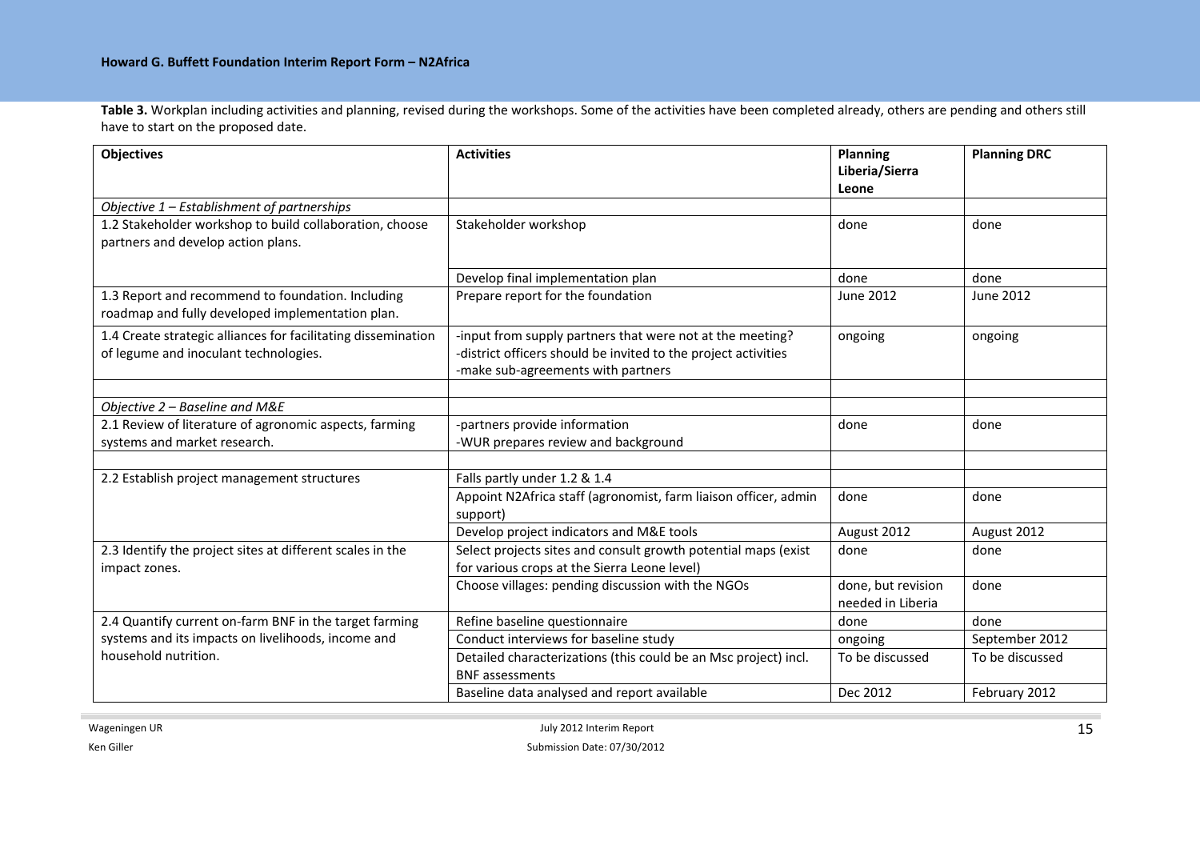**Table 3.** Workplan including activities and planning, revised during the workshops. Some of the activities have been completed already, others are pending and others still have to start on the proposed date.

| Objectives | Activities | Planning Liberia/Sierra Leone | Planning DRC |
|---|---|---|---|
| *Objective 1 – Establishment of partnerships* | | | |
| 1.2 Stakeholder workshop to build collaboration, choose partners and develop action plans. | Stakeholder workshop | done | done |
| | Develop final implementation plan | done | done |
| 1.3 Report and recommend to foundation. Including roadmap and fully developed implementation plan. | Prepare report for the foundation | June 2012 | June 2012 |
| 1.4 Create strategic alliances for facilitating dissemination of legume and inoculant technologies. | -input from supply partners that were not at the meeting?<br>-district officers should be invited to the project activities<br>-make sub-agreements with partners | ongoing | ongoing |
| | | | |
| *Objective 2 – Baseline and M&E* | | | |
| 2.1 Review of literature of agronomic aspects, farming systems and market research. | -partners provide information<br>-WUR prepares review and background | done | done |
| | | | |
| 2.2 Establish project management structures | Falls partly under 1.2 & 1.4 | | |
| | Appoint N2Africa staff (agronomist, farm liaison officer, admin support) | done | done |
| | Develop project indicators and M&E tools | August 2012 | August 2012 |
| 2.3 Identify the project sites at different scales in the impact zones. | Select projects sites and consult growth potential maps (exist for various crops at the Sierra Leone level) | done | done |
| | Choose villages: pending discussion with the NGOs | done, but revision needed in Liberia | done |
| 2.4 Quantify current on-farm BNF in the target farming systems and its impacts on livelihoods, income and household nutrition. | Refine baseline questionnaire | done | done |
| | Conduct interviews for baseline study | ongoing | September 2012 |
| | Detailed characterizations (this could be an Msc project) incl. BNF assessments | To be discussed | To be discussed |
| | Baseline data analysed and report available | Dec 2012 | February 2012 |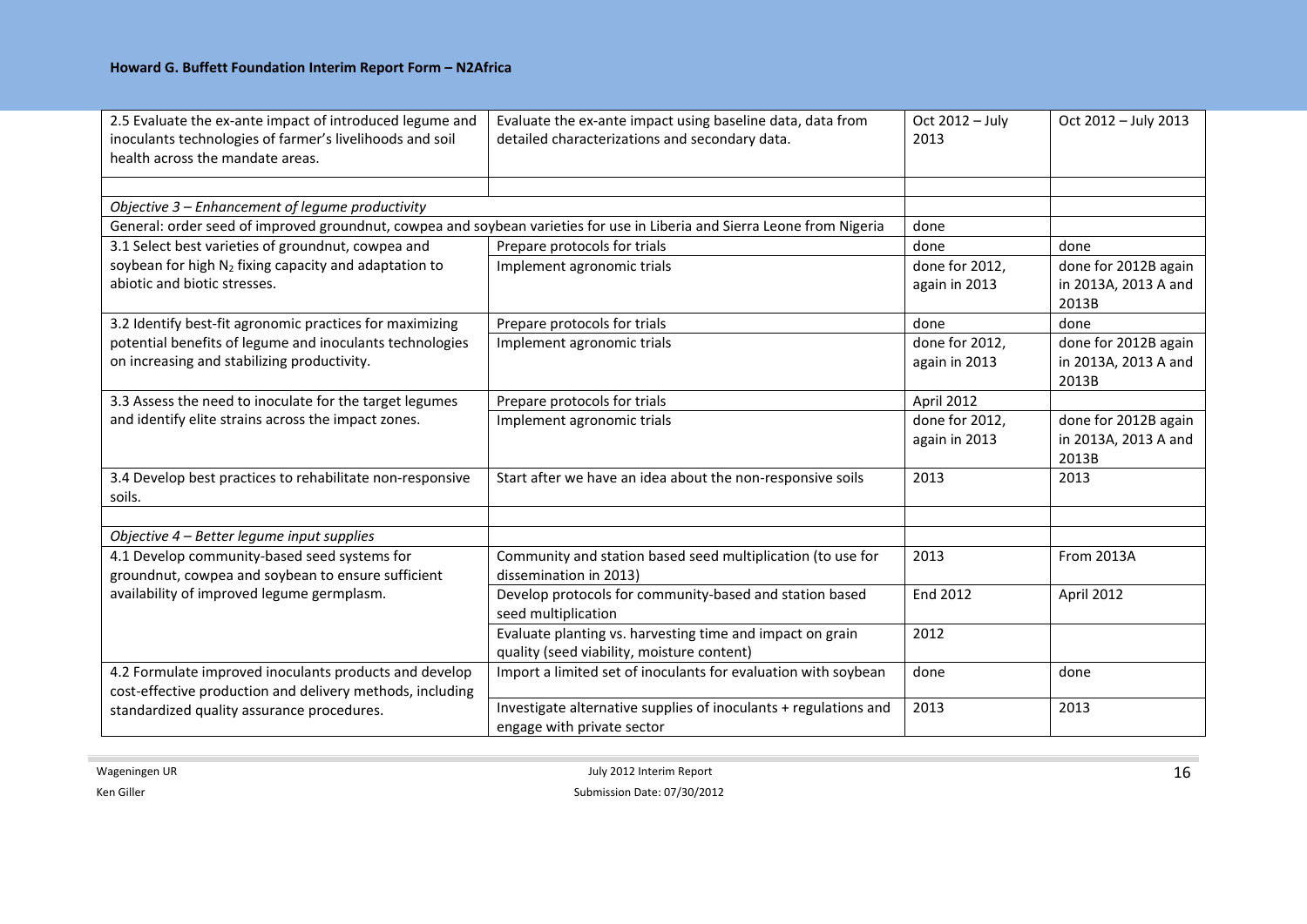| | | | |
|---|---|---|---|
| 2.5 Evaluate the ex-ante impact of introduced legume and inoculants technologies of farmer's livelihoods and soil health across the mandate areas. | Evaluate the ex-ante impact using baseline data, data from detailed characterizations and secondary data. | Oct 2012 – July 2013 | Oct 2012 – July 2013 |
| | | | |
| *Objective 3 – Enhancement of legume productivity* | | | |
| General: order seed of improved groundnut, cowpea and soybean varieties for use in Liberia and Sierra Leone from Nigeria | | done | |
| 3.1 Select best varieties of groundnut, cowpea and soybean for high $N_2$ fixing capacity and adaptation to abiotic and biotic stresses. | Prepare protocols for trials | done | done |
| | Implement agronomic trials | done for 2012, again in 2013 | done for 2012B again in 2013A, 2013 A and 2013B |
| 3.2 Identify best-fit agronomic practices for maximizing potential benefits of legume and inoculants technologies on increasing and stabilizing productivity. | Prepare protocols for trials | done | done |
| | Implement agronomic trials | done for 2012, again in 2013 | done for 2012B again in 2013A, 2013 A and 2013B |
| 3.3 Assess the need to inoculate for the target legumes and identify elite strains across the impact zones. | Prepare protocols for trials | April 2012 | |
| | Implement agronomic trials | done for 2012, again in 2013 | done for 2012B again in 2013A, 2013 A and 2013B |
| 3.4 Develop best practices to rehabilitate non-responsive soils. | Start after we have an idea about the non-responsive soils | 2013 | 2013 |
| | | | |
| *Objective 4 – Better legume input supplies* | | | |
| 4.1 Develop community-based seed systems for groundnut, cowpea and soybean to ensure sufficient availability of improved legume germplasm. | Community and station based seed multiplication (to use for dissemination in 2013) | 2013 | From 2013A |
| | Develop protocols for community-based and station based seed multiplication | End 2012 | April 2012 |
| | Evaluate planting vs. harvesting time and impact on grain quality (seed viability, moisture content) | 2012 | |
| 4.2 Formulate improved inoculants products and develop cost-effective production and delivery methods, including standardized quality assurance procedures. | Import a limited set of inoculants for evaluation with soybean | done | done |
| | Investigate alternative supplies of inoculants + regulations and engage with private sector | 2013 | 2013 |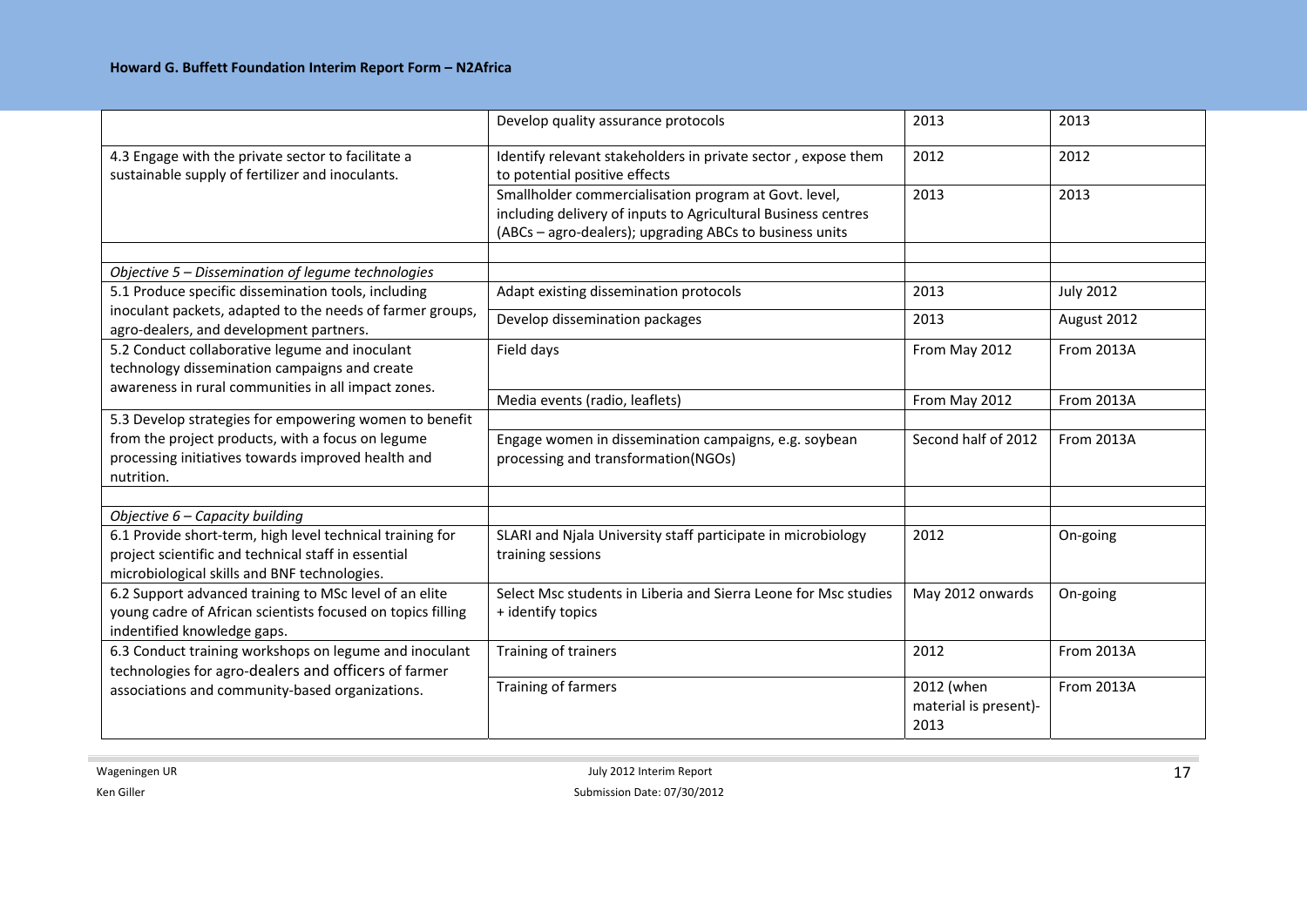|  | Develop quality assurance protocols | 2013 | 2013 |
|---|---|---|---|
| 4.3 Engage with the private sector to facilitate a sustainable supply of fertilizer and inoculants. | Identify relevant stakeholders in private sector , expose them to potential positive effects | 2012 | 2012 |
|  | Smallholder commercialisation program at Govt. level, including delivery of inputs to Agricultural Business centres (ABCs – agro-dealers); upgrading ABCs to business units | 2013 | 2013 |
|  |  |  |  |
| *Objective 5 – Dissemination of legume technologies* |  |  |  |
| 5.1 Produce specific dissemination tools, including inoculant packets, adapted to the needs of farmer groups, agro-dealers, and development partners. | Adapt existing dissemination protocols | 2013 | July 2012 |
|  | Develop dissemination packages | 2013 | August 2012 |
| 5.2 Conduct collaborative legume and inoculant technology dissemination campaigns and create awareness in rural communities in all impact zones. | Field days | From May 2012 | From 2013A |
|  | Media events (radio, leaflets) | From May 2012 | From 2013A |
| 5.3 Develop strategies for empowering women to benefit from the project products, with a focus on legume processing initiatives towards improved health and nutrition. |  |  |  |
|  | Engage women in dissemination campaigns, e.g. soybean processing and transformation(NGOs) | Second half of 2012 | From 2013A |
|  |  |  |  |
| *Objective 6 – Capacity building* |  |  |  |
| 6.1 Provide short-term, high level technical training for project scientific and technical staff in essential microbiological skills and BNF technologies. | SLARI and Njala University staff participate in microbiology training sessions | 2012 | On-going |
| 6.2 Support advanced training to MSc level of an elite young cadre of African scientists focused on topics filling indentified knowledge gaps. | Select Msc students in Liberia and Sierra Leone for Msc studies + identify topics | May 2012 onwards | On-going |
| 6.3 Conduct training workshops on legume and inoculant technologies for agro-dealers and officers of farmer associations and community-based organizations. | Training of trainers | 2012 | From 2013A |
|  | Training of farmers | 2012 (when material is present)-2013 | From 2013A |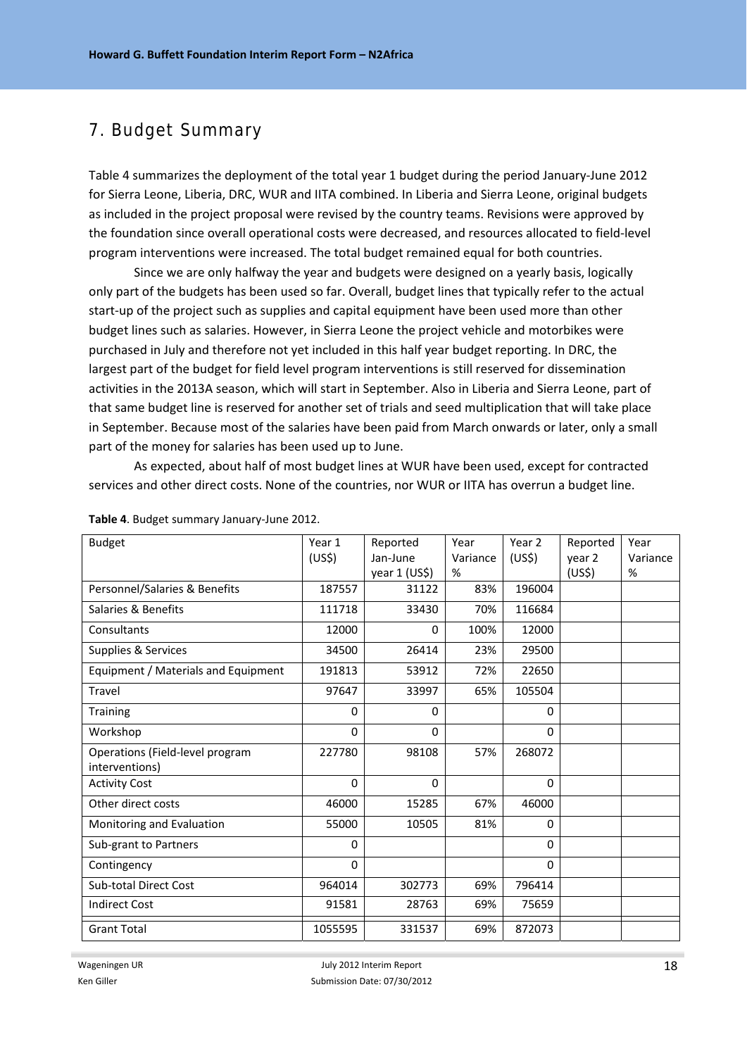## 7. Budget Summary

Table 4 summarizes the deployment of the total year 1 budget during the period January-June 2012 for Sierra Leone, Liberia, DRC, WUR and IITA combined. In Liberia and Sierra Leone, original budgets as included in the project proposal were revised by the country teams. Revisions were approved by the foundation since overall operational costs were decreased, and resources allocated to field-level program interventions were increased. The total budget remained equal for both countries.

Since we are only halfway the year and budgets were designed on a yearly basis, logically only part of the budgets has been used so far. Overall, budget lines that typically refer to the actual start-up of the project such as supplies and capital equipment have been used more than other budget lines such as salaries. However, in Sierra Leone the project vehicle and motorbikes were purchased in July and therefore not yet included in this half year budget reporting. In DRC, the largest part of the budget for field level program interventions is still reserved for dissemination activities in the 2013A season, which will start in September. Also in Liberia and Sierra Leone, part of that same budget line is reserved for another set of trials and seed multiplication that will take place in September. Because most of the salaries have been paid from March onwards or later, only a small part of the money for salaries has been used up to June.

As expected, about half of most budget lines at WUR have been used, except for contracted services and other direct costs. None of the countries, nor WUR or IITA has overrun a budget line.

**Table 4**. Budget summary January-June 2012.

| Budget | Year 1 (US$) | Reported Jan-June year 1 (US$) | Year Variance % | Year 2 (US$) | Reported year 2 (US$) | Year Variance % |
|---|---|---|---|---|---|---|
| Personnel/Salaries & Benefits | 187557 | 31122 | 83% | 196004 | | |
| Salaries & Benefits | 111718 | 33430 | 70% | 116684 | | |
| Consultants | 12000 | 0 | 100% | 12000 | | |
| Supplies & Services | 34500 | 26414 | 23% | 29500 | | |
| Equipment / Materials and Equipment | 191813 | 53912 | 72% | 22650 | | |
| Travel | 97647 | 33997 | 65% | 105504 | | |
| Training | 0 | 0 | | 0 | | |
| Workshop | 0 | 0 | | 0 | | |
| Operations (Field-level program interventions) | 227780 | 98108 | 57% | 268072 | | |
| Activity Cost | 0 | 0 | | 0 | | |
| Other direct costs | 46000 | 15285 | 67% | 46000 | | |
| Monitoring and Evaluation | 55000 | 10505 | 81% | 0 | | |
| Sub-grant to Partners | 0 | | | 0 | | |
| Contingency | 0 | | | 0 | | |
| Sub-total Direct Cost | 964014 | 302773 | 69% | 796414 | | |
| Indirect Cost | 91581 | 28763 | 69% | 75659 | | |
| Grant Total | 1055595 | 331537 | 69% | 872073 | | |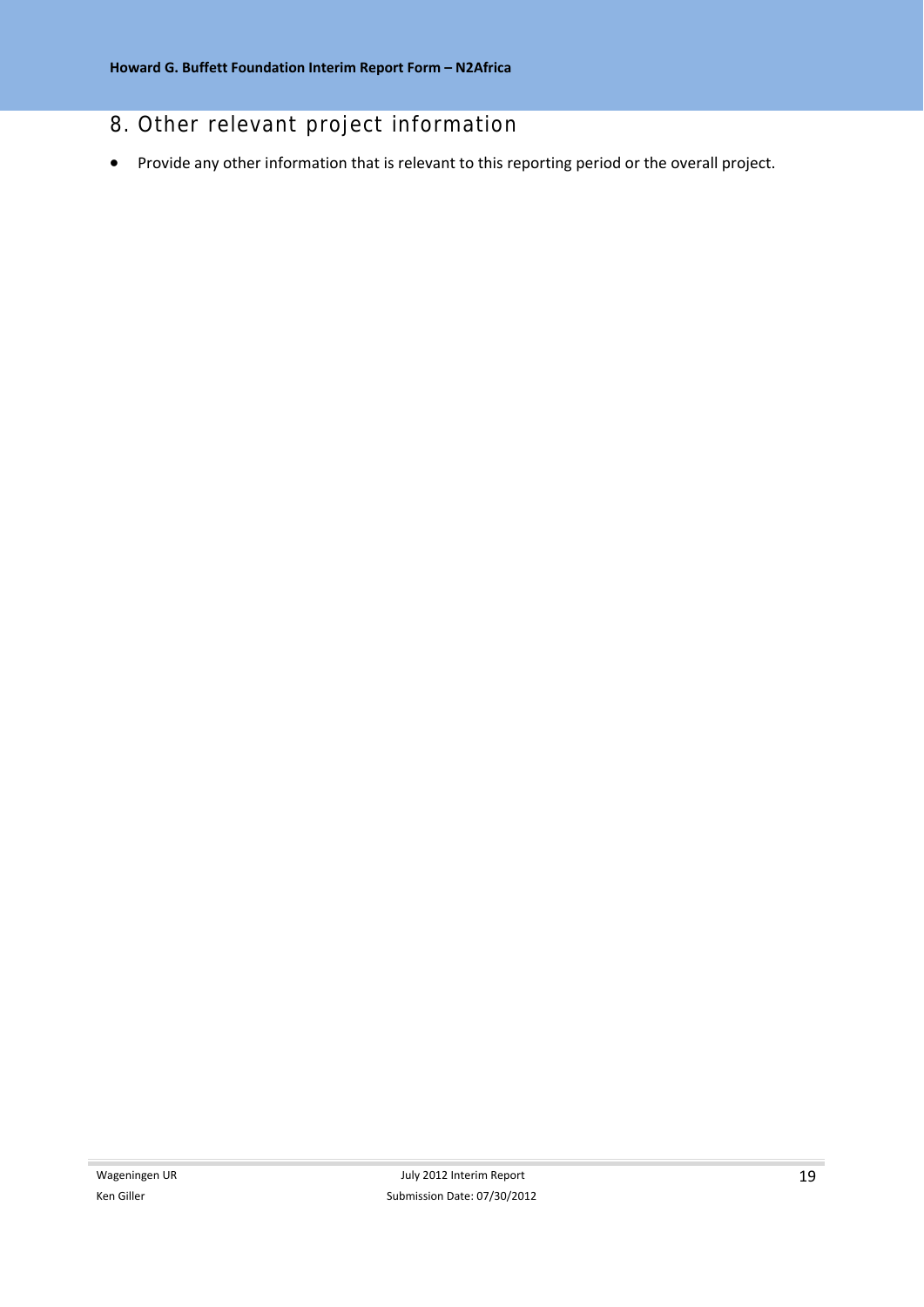## 8. Other relevant project information

- Provide any other information that is relevant to this reporting period or the overall project.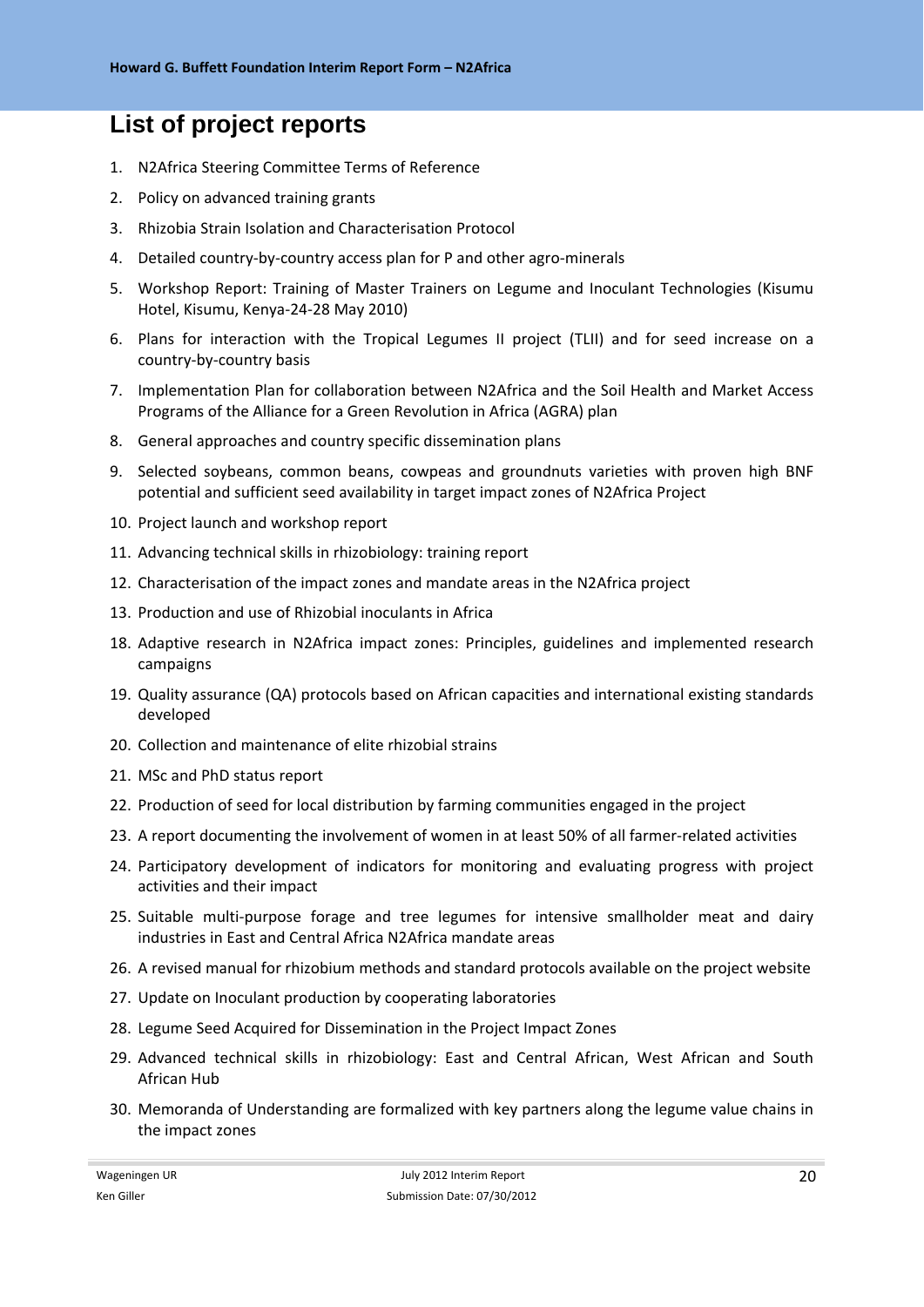# List of project reports

1. N2Africa Steering Committee Terms of Reference
2. Policy on advanced training grants
3. Rhizobia Strain Isolation and Characterisation Protocol
4. Detailed country-by-country access plan for P and other agro-minerals
5. Workshop Report: Training of Master Trainers on Legume and Inoculant Technologies (Kisumu Hotel, Kisumu, Kenya-24-28 May 2010)
6. Plans for interaction with the Tropical Legumes II project (TLII) and for seed increase on a country-by-country basis
7. Implementation Plan for collaboration between N2Africa and the Soil Health and Market Access Programs of the Alliance for a Green Revolution in Africa (AGRA) plan
8. General approaches and country specific dissemination plans
9. Selected soybeans, common beans, cowpeas and groundnuts varieties with proven high BNF potential and sufficient seed availability in target impact zones of N2Africa Project
10. Project launch and workshop report
11. Advancing technical skills in rhizobiology: training report
12. Characterisation of the impact zones and mandate areas in the N2Africa project
13. Production and use of Rhizobial inoculants in Africa
18. Adaptive research in N2Africa impact zones: Principles, guidelines and implemented research campaigns
19. Quality assurance (QA) protocols based on African capacities and international existing standards developed
20. Collection and maintenance of elite rhizobial strains
21. MSc and PhD status report
22. Production of seed for local distribution by farming communities engaged in the project
23. A report documenting the involvement of women in at least 50% of all farmer-related activities
24. Participatory development of indicators for monitoring and evaluating progress with project activities and their impact
25. Suitable multi-purpose forage and tree legumes for intensive smallholder meat and dairy industries in East and Central Africa N2Africa mandate areas
26. A revised manual for rhizobium methods and standard protocols available on the project website
27. Update on Inoculant production by cooperating laboratories
28. Legume Seed Acquired for Dissemination in the Project Impact Zones
29. Advanced technical skills in rhizobiology: East and Central African, West African and South African Hub
30. Memoranda of Understanding are formalized with key partners along the legume value chains in the impact zones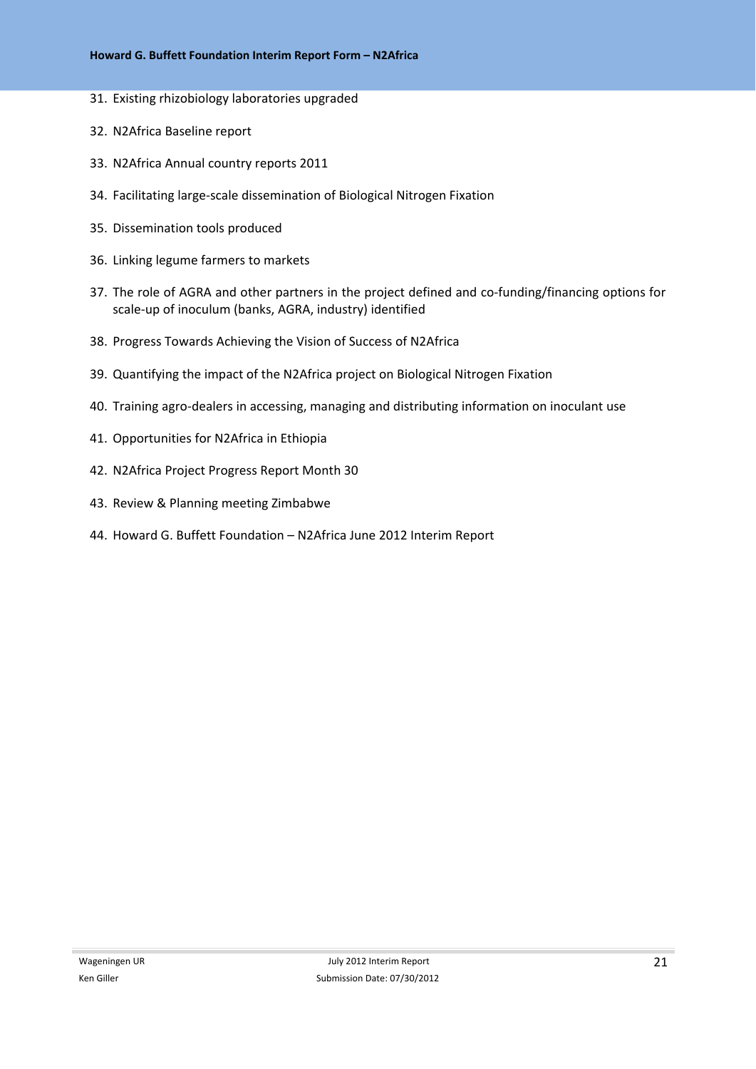31. Existing rhizobiology laboratories upgraded
32. N2Africa Baseline report
33. N2Africa Annual country reports 2011
34. Facilitating large-scale dissemination of Biological Nitrogen Fixation
35. Dissemination tools produced
36. Linking legume farmers to markets
37. The role of AGRA and other partners in the project defined and co-funding/financing options for scale-up of inoculum (banks, AGRA, industry) identified
38. Progress Towards Achieving the Vision of Success of N2Africa
39. Quantifying the impact of the N2Africa project on Biological Nitrogen Fixation
40. Training agro-dealers in accessing, managing and distributing information on inoculant use
41. Opportunities for N2Africa in Ethiopia
42. N2Africa Project Progress Report Month 30
43. Review & Planning meeting Zimbabwe
44. Howard G. Buffett Foundation – N2Africa June 2012 Interim Report